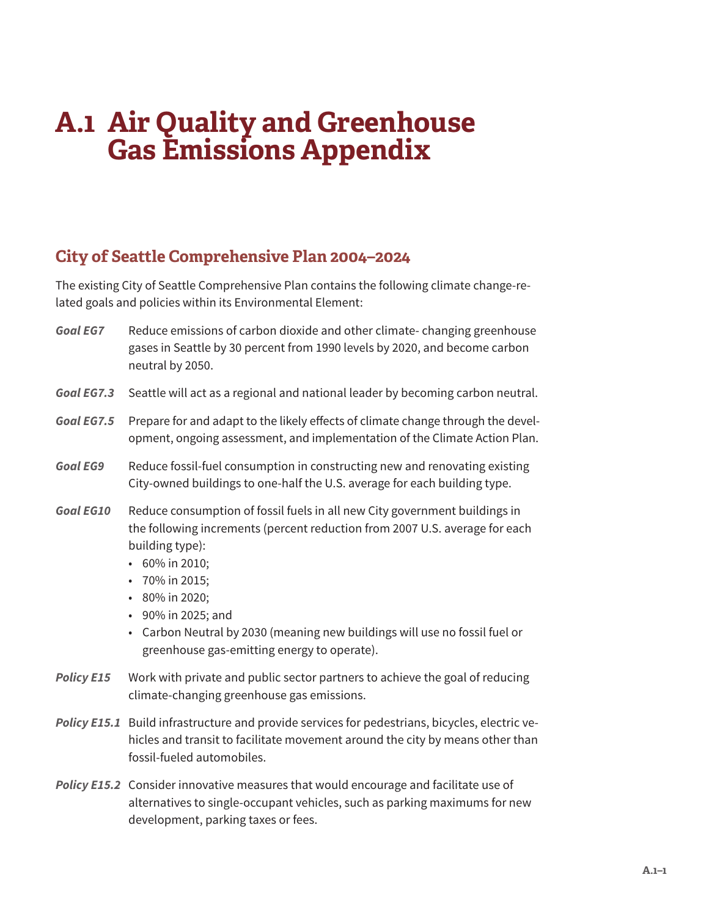# A.1 Air Quality and Greenhouse Gas Emissions Appendix

## City of Seattle Comprehensive Plan 2004–2024

The existing City of Seattle Comprehensive Plan contains the following climate change-related goals and policies within its Environmental Element:

***Goal EG7*** Reduce emissions of carbon dioxide and other climate- changing greenhouse gases in Seattle by 30 percent from 1990 levels by 2020, and become carbon neutral by 2050.

***Goal EG7.3*** Seattle will act as a regional and national leader by becoming carbon neutral.

***Goal EG7.5*** Prepare for and adapt to the likely effects of climate change through the development, ongoing assessment, and implementation of the Climate Action Plan.

***Goal EG9*** Reduce fossil-fuel consumption in constructing new and renovating existing City-owned buildings to one-half the U.S. average for each building type.

***Goal EG10*** Reduce consumption of fossil fuels in all new City government buildings in the following increments (percent reduction from 2007 U.S. average for each building type):

- 60% in 2010;
- 70% in 2015;
- 80% in 2020;
- 90% in 2025; and
- Carbon Neutral by 2030 (meaning new buildings will use no fossil fuel or greenhouse gas-emitting energy to operate).

***Policy E15*** Work with private and public sector partners to achieve the goal of reducing climate-changing greenhouse gas emissions.

***Policy E15.1*** Build infrastructure and provide services for pedestrians, bicycles, electric vehicles and transit to facilitate movement around the city by means other than fossil-fueled automobiles.

***Policy E15.2*** Consider innovative measures that would encourage and facilitate use of alternatives to single-occupant vehicles, such as parking maximums for new development, parking taxes or fees.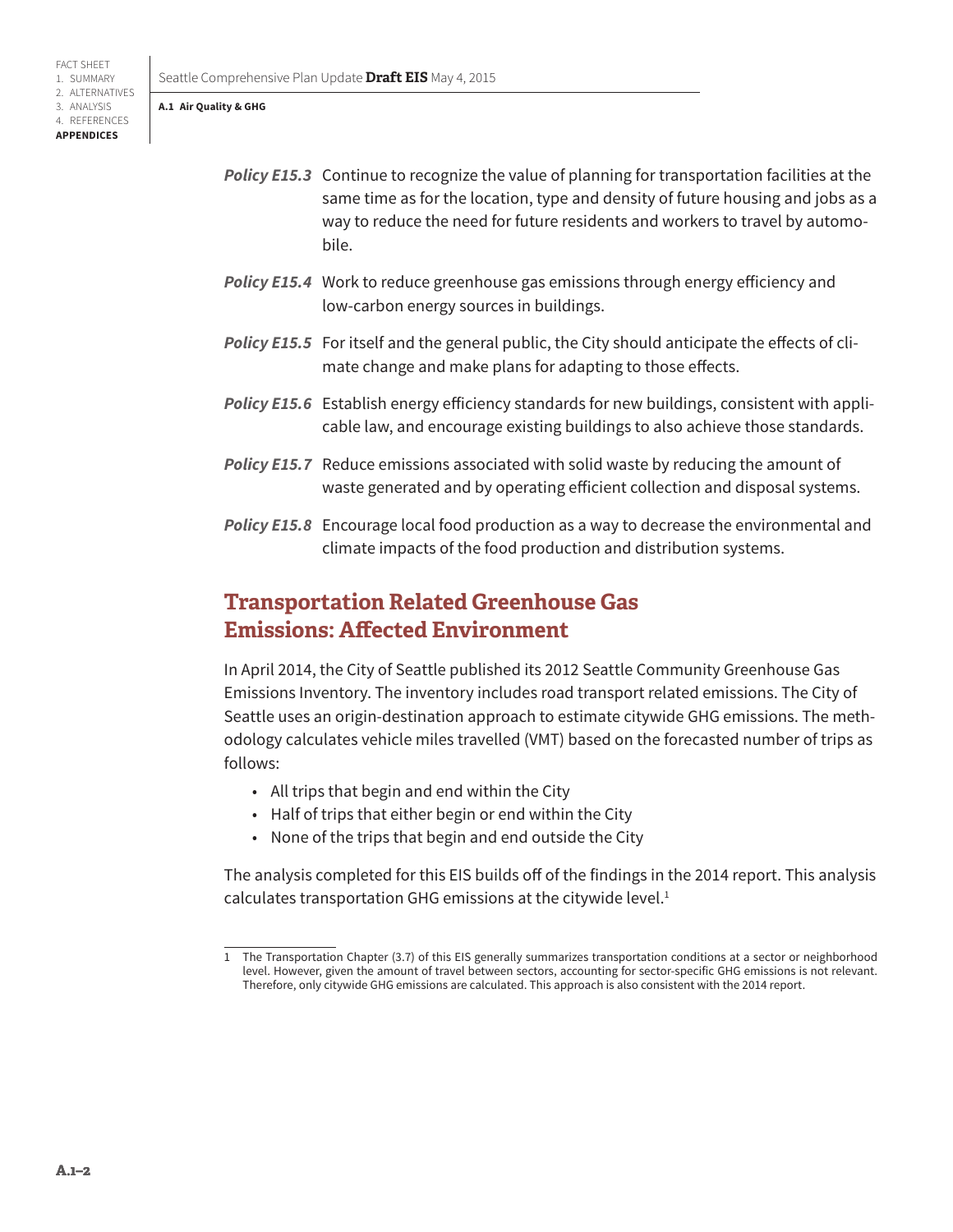***Policy E15.3*** Continue to recognize the value of planning for transportation facilities at the same time as for the location, type and density of future housing and jobs as a way to reduce the need for future residents and workers to travel by automobile.

***Policy E15.4*** Work to reduce greenhouse gas emissions through energy efficiency and low-carbon energy sources in buildings.

***Policy E15.5*** For itself and the general public, the City should anticipate the effects of climate change and make plans for adapting to those effects.

***Policy E15.6*** Establish energy efficiency standards for new buildings, consistent with applicable law, and encourage existing buildings to also achieve those standards.

***Policy E15.7*** Reduce emissions associated with solid waste by reducing the amount of waste generated and by operating efficient collection and disposal systems.

***Policy E15.8*** Encourage local food production as a way to decrease the environmental and climate impacts of the food production and distribution systems.

## Transportation Related Greenhouse Gas Emissions: Affected Environment

In April 2014, the City of Seattle published its 2012 Seattle Community Greenhouse Gas Emissions Inventory. The inventory includes road transport related emissions. The City of Seattle uses an origin-destination approach to estimate citywide GHG emissions. The methodology calculates vehicle miles travelled (VMT) based on the forecasted number of trips as follows:

- All trips that begin and end within the City
- Half of trips that either begin or end within the City
- None of the trips that begin and end outside the City

The analysis completed for this EIS builds off of the findings in the 2014 report. This analysis calculates transportation GHG emissions at the citywide level.[1]

---

1 The Transportation Chapter (3.7) of this EIS generally summarizes transportation conditions at a sector or neighborhood level. However, given the amount of travel between sectors, accounting for sector-specific GHG emissions is not relevant. Therefore, only citywide GHG emissions are calculated. This approach is also consistent with the 2014 report.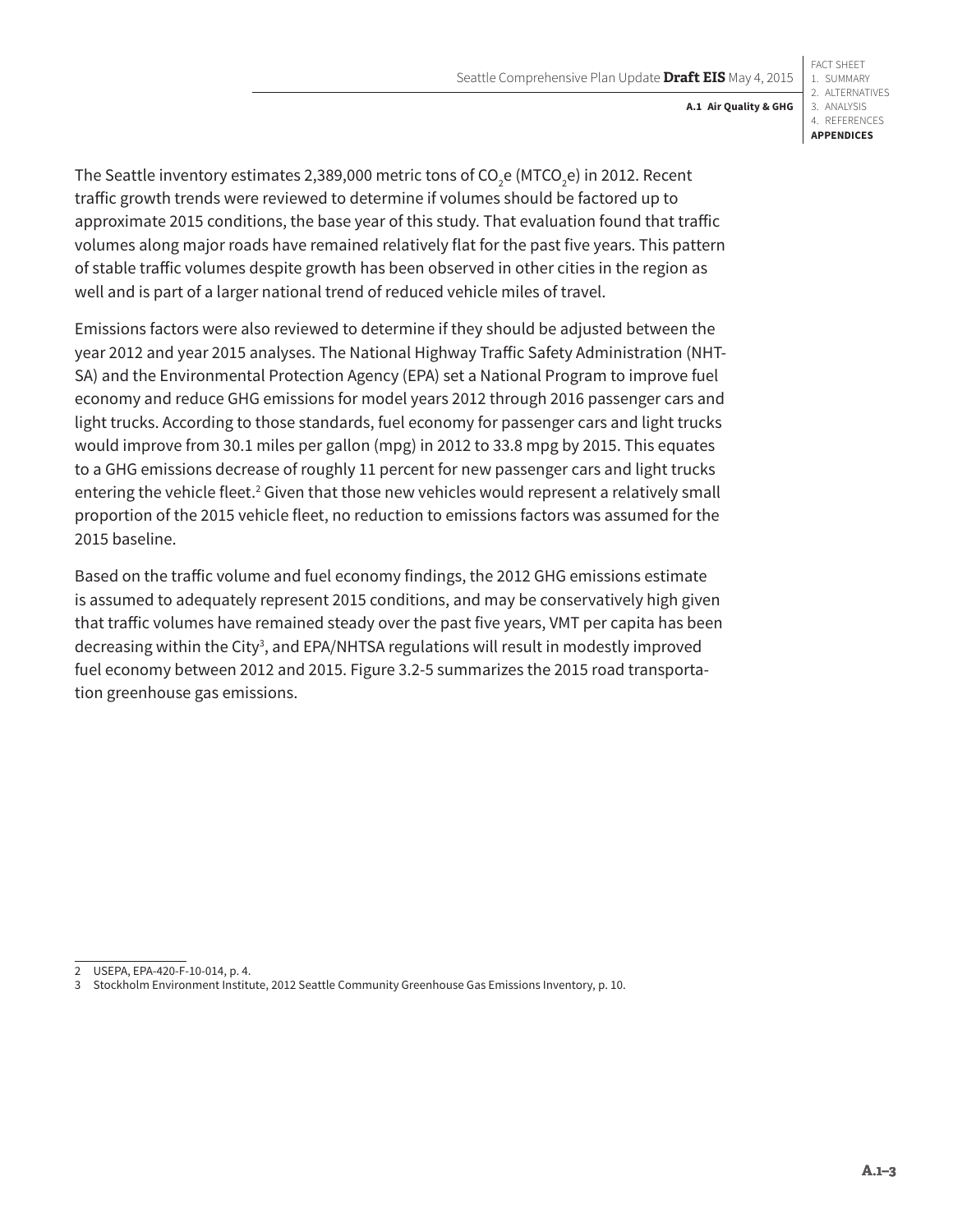The Seattle inventory estimates 2,389,000 metric tons of $CO_2e$ ($MTCO_2e$) in 2012. Recent traffic growth trends were reviewed to determine if volumes should be factored up to approximate 2015 conditions, the base year of this study. That evaluation found that traffic volumes along major roads have remained relatively flat for the past five years. This pattern of stable traffic volumes despite growth has been observed in other cities in the region as well and is part of a larger national trend of reduced vehicle miles of travel.

Emissions factors were also reviewed to determine if they should be adjusted between the year 2012 and year 2015 analyses. The National Highway Traffic Safety Administration (NHTSA) and the Environmental Protection Agency (EPA) set a National Program to improve fuel economy and reduce GHG emissions for model years 2012 through 2016 passenger cars and light trucks. According to those standards, fuel economy for passenger cars and light trucks would improve from 30.1 miles per gallon (mpg) in 2012 to 33.8 mpg by 2015. This equates to a GHG emissions decrease of roughly 11 percent for new passenger cars and light trucks entering the vehicle fleet.[2] Given that those new vehicles would represent a relatively small proportion of the 2015 vehicle fleet, no reduction to emissions factors was assumed for the 2015 baseline.

Based on the traffic volume and fuel economy findings, the 2012 GHG emissions estimate is assumed to adequately represent 2015 conditions, and may be conservatively high given that traffic volumes have remained steady over the past five years, VMT per capita has been decreasing within the City[3], and EPA/NHTSA regulations will result in modestly improved fuel economy between 2012 and 2015. Figure 3.2-5 summarizes the 2015 road transportation greenhouse gas emissions.

---

2 USEPA, EPA-420-F-10-014, p. 4.

3 Stockholm Environment Institute, 2012 Seattle Community Greenhouse Gas Emissions Inventory, p. 10.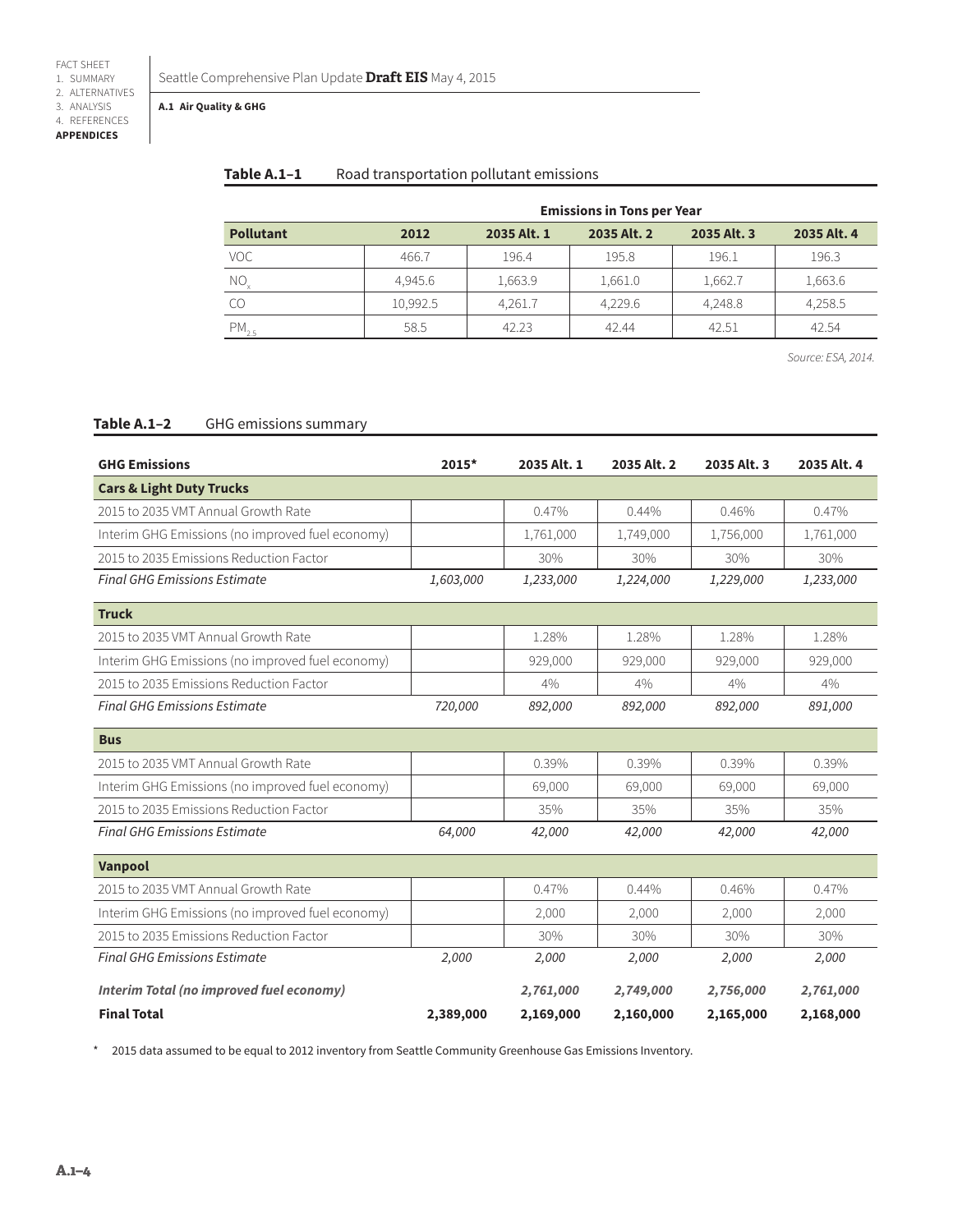**Table A.1–1** Road transportation pollutant emissions

| | Emissions in Tons per Year | | | | |
|---|---|---|---|---|---|
| **Pollutant** | **2012** | **2035 Alt. 1** | **2035 Alt. 2** | **2035 Alt. 3** | **2035 Alt. 4** |
| VOC | 466.7 | 196.4 | 195.8 | 196.1 | 196.3 |
| $NO_x$ | 4,945.6 | 1,663.9 | 1,661.0 | 1,662.7 | 1,663.6 |
| CO | 10,992.5 | 4,261.7 | 4,229.6 | 4,248.8 | 4,258.5 |
| $PM_{2.5}$ | 58.5 | 42.23 | 42.44 | 42.51 | 42.54 |

*Source: ESA, 2014.*

**Table A.1–2** GHG emissions summary

| GHG Emissions | 2015* | 2035 Alt. 1 | 2035 Alt. 2 | 2035 Alt. 3 | 2035 Alt. 4 |
|---|---|---|---|---|---|
| **Cars & Light Duty Trucks** | | | | | |
| 2015 to 2035 VMT Annual Growth Rate | | 0.47% | 0.44% | 0.46% | 0.47% |
| Interim GHG Emissions (no improved fuel economy) | | 1,761,000 | 1,749,000 | 1,756,000 | 1,761,000 |
| 2015 to 2035 Emissions Reduction Factor | | 30% | 30% | 30% | 30% |
| *Final GHG Emissions Estimate* | *1,603,000* | *1,233,000* | *1,224,000* | *1,229,000* | *1,233,000* |
| **Truck** | | | | | |
| 2015 to 2035 VMT Annual Growth Rate | | 1.28% | 1.28% | 1.28% | 1.28% |
| Interim GHG Emissions (no improved fuel economy) | | 929,000 | 929,000 | 929,000 | 929,000 |
| 2015 to 2035 Emissions Reduction Factor | | 4% | 4% | 4% | 4% |
| *Final GHG Emissions Estimate* | *720,000* | *892,000* | *892,000* | *892,000* | *891,000* |
| **Bus** | | | | | |
| 2015 to 2035 VMT Annual Growth Rate | | 0.39% | 0.39% | 0.39% | 0.39% |
| Interim GHG Emissions (no improved fuel economy) | | 69,000 | 69,000 | 69,000 | 69,000 |
| 2015 to 2035 Emissions Reduction Factor | | 35% | 35% | 35% | 35% |
| *Final GHG Emissions Estimate* | *64,000* | *42,000* | *42,000* | *42,000* | *42,000* |
| **Vanpool** | | | | | |
| 2015 to 2035 VMT Annual Growth Rate | | 0.47% | 0.44% | 0.46% | 0.47% |
| Interim GHG Emissions (no improved fuel economy) | | 2,000 | 2,000 | 2,000 | 2,000 |
| 2015 to 2035 Emissions Reduction Factor | | 30% | 30% | 30% | 30% |
| *Final GHG Emissions Estimate* | *2,000* | *2,000* | *2,000* | *2,000* | *2,000* |
| ***Interim Total (no improved fuel economy)*** | | ***2,761,000*** | ***2,749,000*** | ***2,756,000*** | ***2,761,000*** |
| **Final Total** | **2,389,000** | **2,169,000** | **2,160,000** | **2,165,000** | **2,168,000** |

\* 2015 data assumed to be equal to 2012 inventory from Seattle Community Greenhouse Gas Emissions Inventory.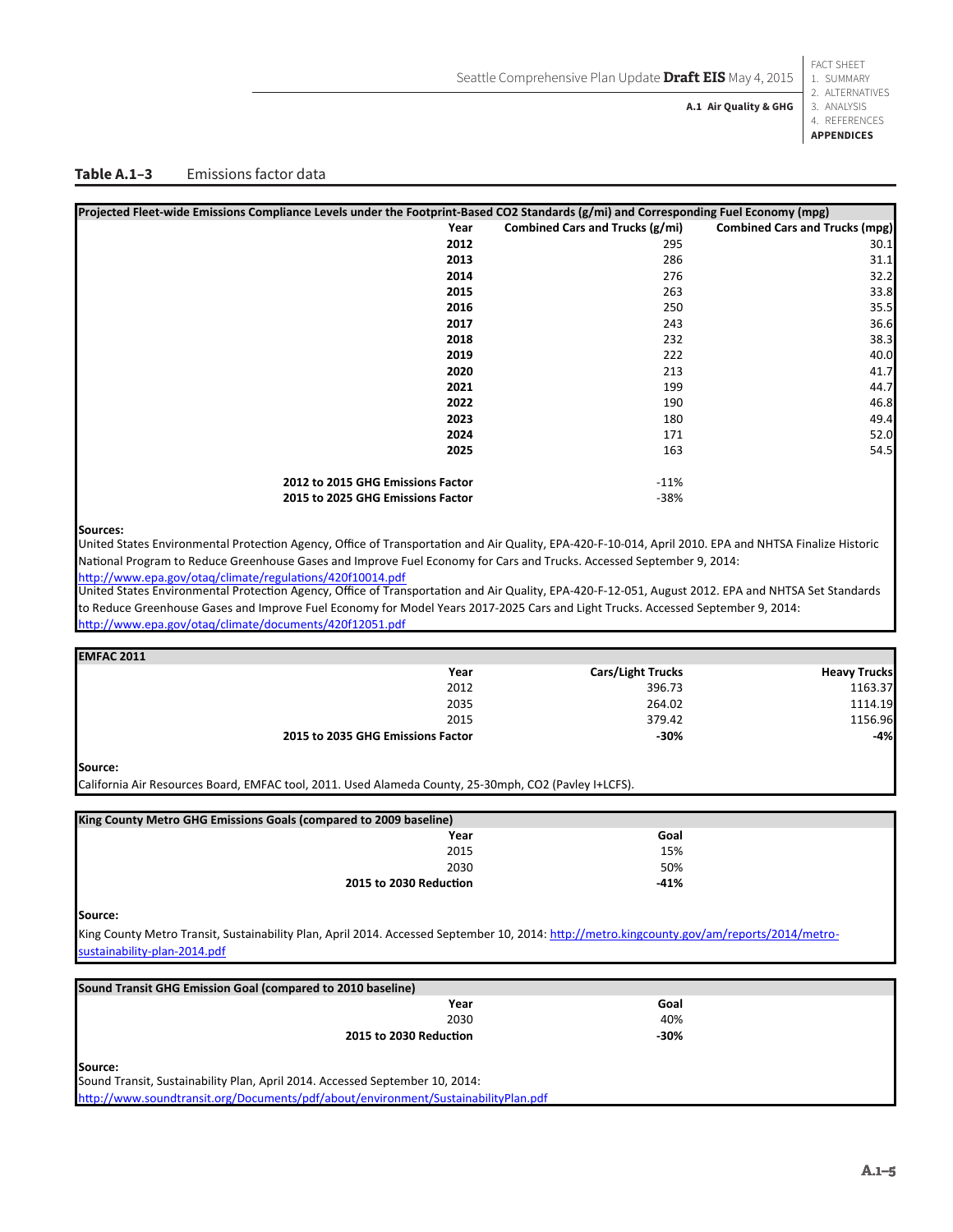**Table A.1–3** Emissions factor data

| Projected Fleet-wide Emissions Compliance Levels under the Footprint-Based CO2 Standards (g/mi) and Corresponding Fuel Economy (mpg) | | |
|---|---|---|
| **Year** | **Combined Cars and Trucks (g/mi)** | **Combined Cars and Trucks (mpg)** |
| **2012** | 295 | 30.1 |
| **2013** | 286 | 31.1 |
| **2014** | 276 | 32.2 |
| **2015** | 263 | 33.8 |
| **2016** | 250 | 35.5 |
| **2017** | 243 | 36.6 |
| **2018** | 232 | 38.3 |
| **2019** | 222 | 40.0 |
| **2020** | 213 | 41.7 |
| **2021** | 199 | 44.7 |
| **2022** | 190 | 46.8 |
| **2023** | 180 | 49.4 |
| **2024** | 171 | 52.0 |
| **2025** | 163 | 54.5 |
| **2012 to 2015 GHG Emissions Factor** | -11% | |
| **2015 to 2025 GHG Emissions Factor** | -38% | |

**Sources:**
United States Environmental Protection Agency, Office of Transportation and Air Quality, EPA-420-F-10-014, April 2010. EPA and NHTSA Finalize Historic National Program to Reduce Greenhouse Gases and Improve Fuel Economy for Cars and Trucks. Accessed September 9, 2014: http://www.epa.gov/otaq/climate/regulations/420f10014.pdf
United States Environmental Protection Agency, Office of Transportation and Air Quality, EPA-420-F-12-051, August 2012. EPA and NHTSA Set Standards to Reduce Greenhouse Gases and Improve Fuel Economy for Model Years 2017-2025 Cars and Light Trucks. Accessed September 9, 2014: http://www.epa.gov/otaq/climate/documents/420f12051.pdf

| EMFAC 2011 | | |
|---|---|---|
| **Year** | **Cars/Light Trucks** | **Heavy Trucks** |
| 2012 | 396.73 | 1163.37 |
| 2035 | 264.02 | 1114.19 |
| 2015 | 379.42 | 1156.96 |
| **2015 to 2035 GHG Emissions Factor** | **-30%** | **-4%** |

**Source:**
California Air Resources Board, EMFAC tool, 2011. Used Alameda County, 25-30mph, CO2 (Pavley I+LCFS).

| King County Metro GHG Emissions Goals (compared to 2009 baseline) | |
|---|---|
| **Year** | **Goal** |
| 2015 | 15% |
| 2030 | 50% |
| **2015 to 2030 Reduction** | **-41%** |

**Source:**
King County Metro Transit, Sustainability Plan, April 2014. Accessed September 10, 2014: http://metro.kingcounty.gov/am/reports/2014/metro-sustainability-plan-2014.pdf

| Sound Transit GHG Emission Goal (compared to 2010 baseline) | |
|---|---|
| **Year** | **Goal** |
| 2030 | 40% |
| **2015 to 2030 Reduction** | **-30%** |

**Source:**
Sound Transit, Sustainability Plan, April 2014. Accessed September 10, 2014: http://www.soundtransit.org/Documents/pdf/about/environment/SustainabilityPlan.pdf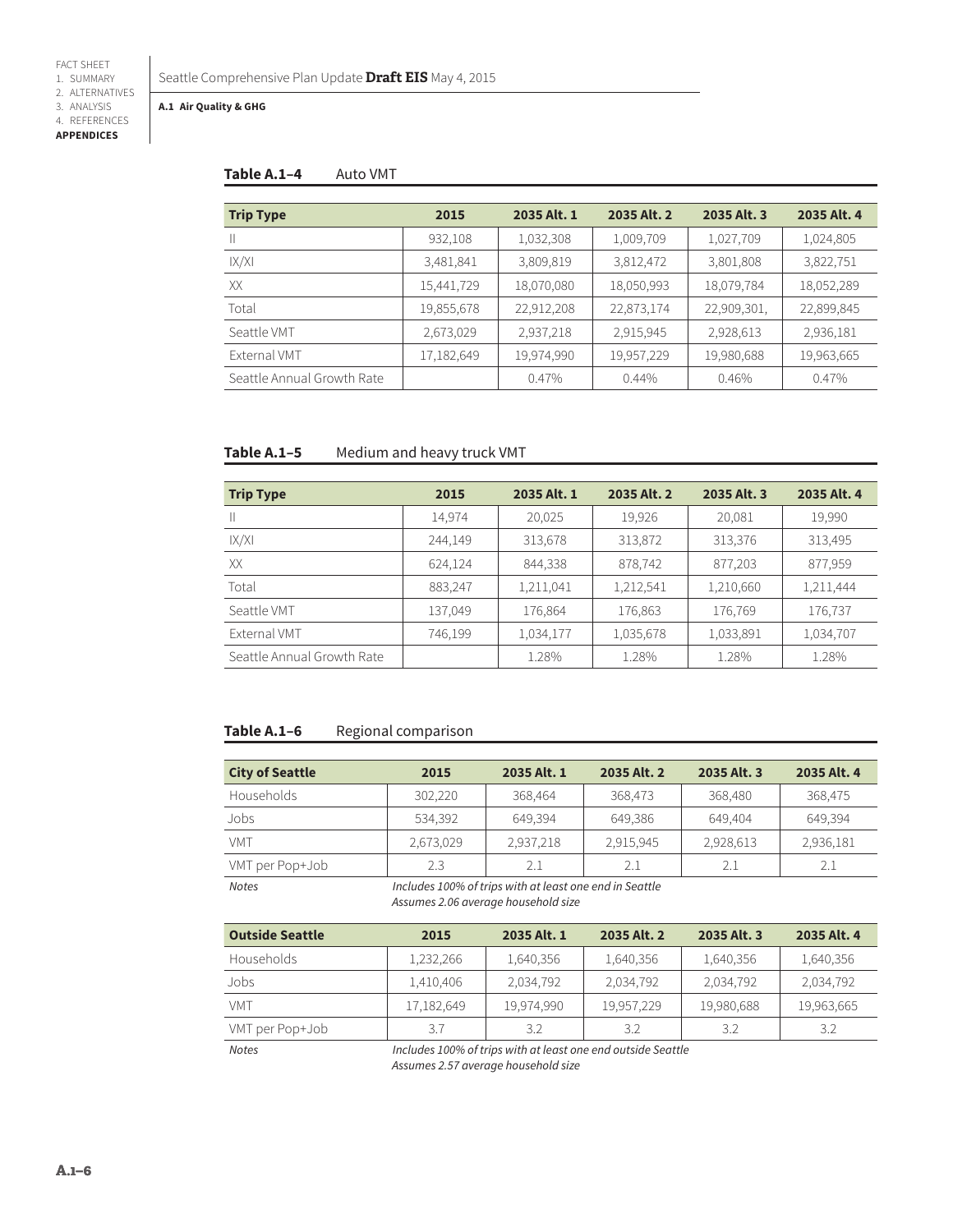**Table A.1–4** Auto VMT

| Trip Type | 2015 | 2035 Alt. 1 | 2035 Alt. 2 | 2035 Alt. 3 | 2035 Alt. 4 |
|---|---|---|---|---|---|
| II | 932,108 | 1,032,308 | 1,009,709 | 1,027,709 | 1,024,805 |
| IX/XI | 3,481,841 | 3,809,819 | 3,812,472 | 3,801,808 | 3,822,751 |
| XX | 15,441,729 | 18,070,080 | 18,050,993 | 18,079,784 | 18,052,289 |
| Total | 19,855,678 | 22,912,208 | 22,873,174 | 22,909,301, | 22,899,845 |
| Seattle VMT | 2,673,029 | 2,937,218 | 2,915,945 | 2,928,613 | 2,936,181 |
| External VMT | 17,182,649 | 19,974,990 | 19,957,229 | 19,980,688 | 19,963,665 |
| Seattle Annual Growth Rate | | 0.47% | 0.44% | 0.46% | 0.47% |

**Table A.1–5** Medium and heavy truck VMT

| Trip Type | 2015 | 2035 Alt. 1 | 2035 Alt. 2 | 2035 Alt. 3 | 2035 Alt. 4 |
|---|---|---|---|---|---|
| II | 14,974 | 20,025 | 19,926 | 20,081 | 19,990 |
| IX/XI | 244,149 | 313,678 | 313,872 | 313,376 | 313,495 |
| XX | 624,124 | 844,338 | 878,742 | 877,203 | 877,959 |
| Total | 883,247 | 1,211,041 | 1,212,541 | 1,210,660 | 1,211,444 |
| Seattle VMT | 137,049 | 176,864 | 176,863 | 176,769 | 176,737 |
| External VMT | 746,199 | 1,034,177 | 1,035,678 | 1,033,891 | 1,034,707 |
| Seattle Annual Growth Rate | | 1.28% | 1.28% | 1.28% | 1.28% |

**Table A.1–6** Regional comparison

| City of Seattle | 2015 | 2035 Alt. 1 | 2035 Alt. 2 | 2035 Alt. 3 | 2035 Alt. 4 |
|---|---|---|---|---|---|
| Households | 302,220 | 368,464 | 368,473 | 368,480 | 368,475 |
| Jobs | 534,392 | 649,394 | 649,386 | 649,404 | 649,394 |
| VMT | 2,673,029 | 2,937,218 | 2,915,945 | 2,928,613 | 2,936,181 |
| VMT per Pop+Job | 2.3 | 2.1 | 2.1 | 2.1 | 2.1 |
| *Notes* | *Includes 100% of trips with at least one end in Seattle; Assumes 2.06 average household size* | | | | |

| Outside Seattle | 2015 | 2035 Alt. 1 | 2035 Alt. 2 | 2035 Alt. 3 | 2035 Alt. 4 |
|---|---|---|---|---|---|
| Households | 1,232,266 | 1,640,356 | 1,640,356 | 1,640,356 | 1,640,356 |
| Jobs | 1,410,406 | 2,034,792 | 2,034,792 | 2,034,792 | 2,034,792 |
| VMT | 17,182,649 | 19,974,990 | 19,957,229 | 19,980,688 | 19,963,665 |
| VMT per Pop+Job | 3.7 | 3.2 | 3.2 | 3.2 | 3.2 |
| *Notes* | *Includes 100% of trips with at least one end outside Seattle; Assumes 2.57 average household size* | | | | |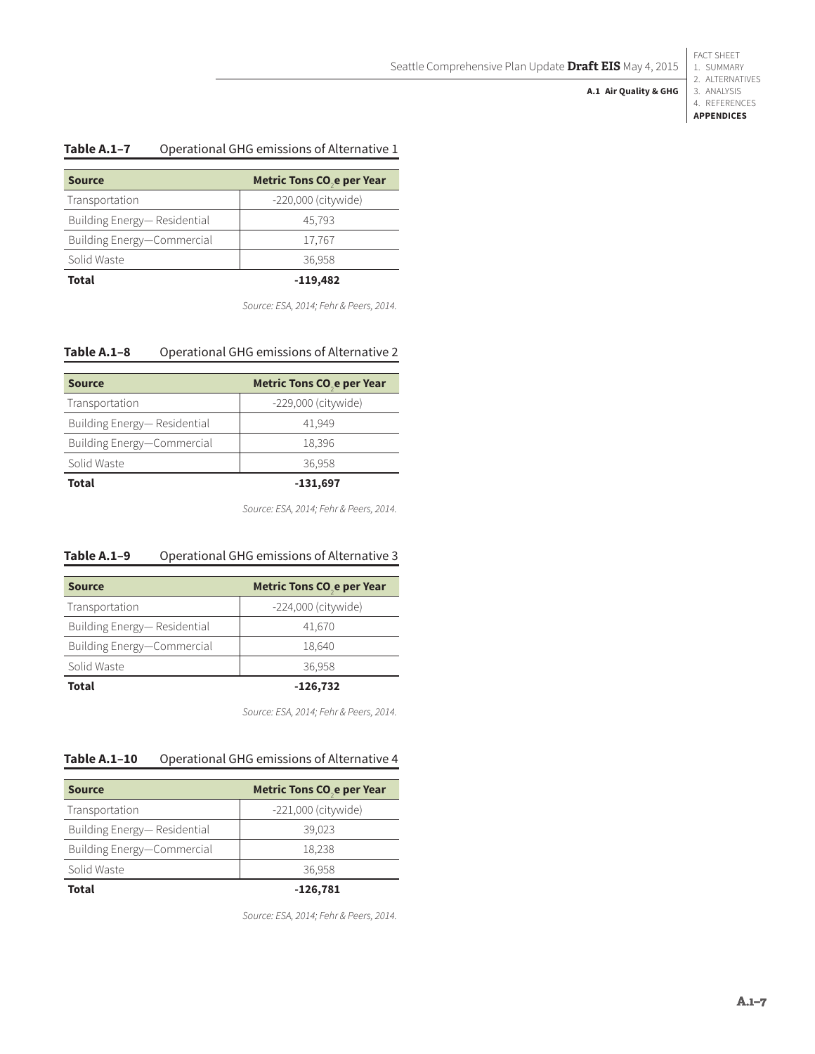**Table A.1–7** Operational GHG emissions of Alternative 1

| Source | Metric Tons $CO_2e$ per Year |
|---|---|
| Transportation | -220,000 (citywide) |
| Building Energy— Residential | 45,793 |
| Building Energy—Commercial | 17,767 |
| Solid Waste | 36,958 |
| **Total** | **-119,482** |

*Source: ESA, 2014; Fehr & Peers, 2014.*

**Table A.1–8** Operational GHG emissions of Alternative 2

| Source | Metric Tons $CO_2e$ per Year |
|---|---|
| Transportation | -229,000 (citywide) |
| Building Energy— Residential | 41,949 |
| Building Energy—Commercial | 18,396 |
| Solid Waste | 36,958 |
| **Total** | **-131,697** |

*Source: ESA, 2014; Fehr & Peers, 2014.*

**Table A.1–9** Operational GHG emissions of Alternative 3

| Source | Metric Tons $CO_2e$ per Year |
|---|---|
| Transportation | -224,000 (citywide) |
| Building Energy— Residential | 41,670 |
| Building Energy—Commercial | 18,640 |
| Solid Waste | 36,958 |
| **Total** | **-126,732** |

*Source: ESA, 2014; Fehr & Peers, 2014.*

**Table A.1–10** Operational GHG emissions of Alternative 4

| Source | Metric Tons $CO_2e$ per Year |
|---|---|
| Transportation | -221,000 (citywide) |
| Building Energy— Residential | 39,023 |
| Building Energy—Commercial | 18,238 |
| Solid Waste | 36,958 |
| **Total** | **-126,781** |

*Source: ESA, 2014; Fehr & Peers, 2014.*